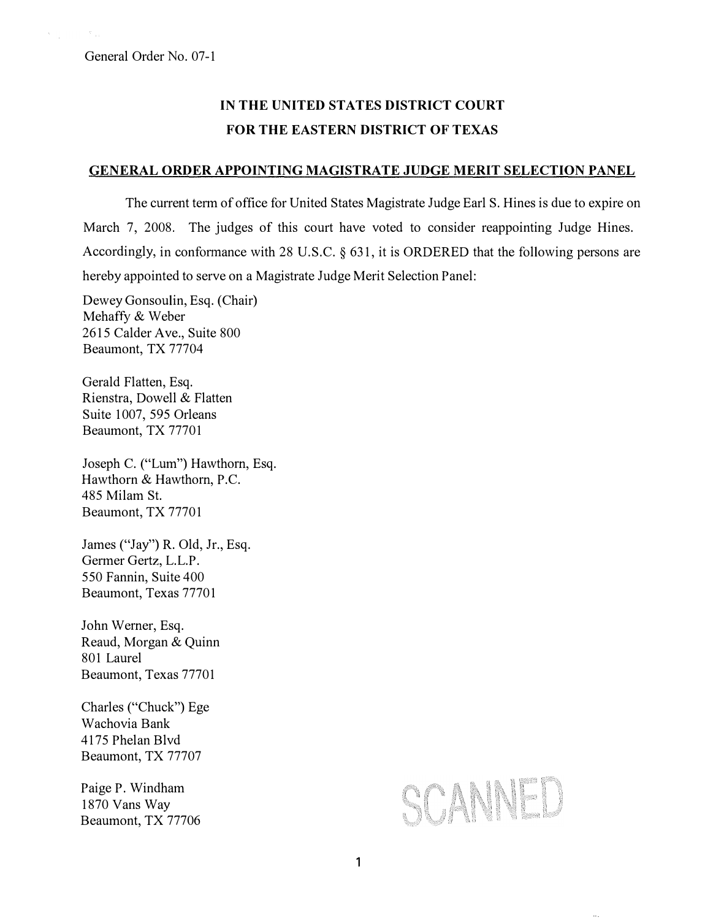General Order No. 07-1

**IN THE UNITED STATES DISTRICT COURT**
**FOR THE EASTERN DISTRICT OF TEXAS**

**GENERAL ORDER APPOINTING MAGISTRATE JUDGE MERIT SELECTION PANEL**

The current term of office for United States Magistrate Judge Earl S. Hines is due to expire on March 7, 2008. The judges of this court have voted to consider reappointing Judge Hines. Accordingly, in conformance with 28 U.S.C. § 631, it is ORDERED that the following persons are hereby appointed to serve on a Magistrate Judge Merit Selection Panel:

Dewey Gonsoulin, Esq. (Chair)
Mehaffy & Weber
2615 Calder Ave., Suite 800
Beaumont, TX 77704

Gerald Flatten, Esq.
Rienstra, Dowell & Flatten
Suite 1007, 595 Orleans
Beaumont, TX 77701

Joseph C. ("Lum") Hawthorn, Esq.
Hawthorn & Hawthorn, P.C.
485 Milam St.
Beaumont, TX 77701

James ("Jay") R. Old, Jr., Esq.
Germer Gertz, L.L.P.
550 Fannin, Suite 400
Beaumont, Texas 77701

John Werner, Esq.
Reaud, Morgan & Quinn
801 Laurel
Beaumont, Texas 77701

Charles ("Chuck") Ege
Wachovia Bank
4175 Phelan Blvd
Beaumont, TX 77707

Paige P. Windham
1870 Vans Way
Beaumont, TX 77706

SCANNED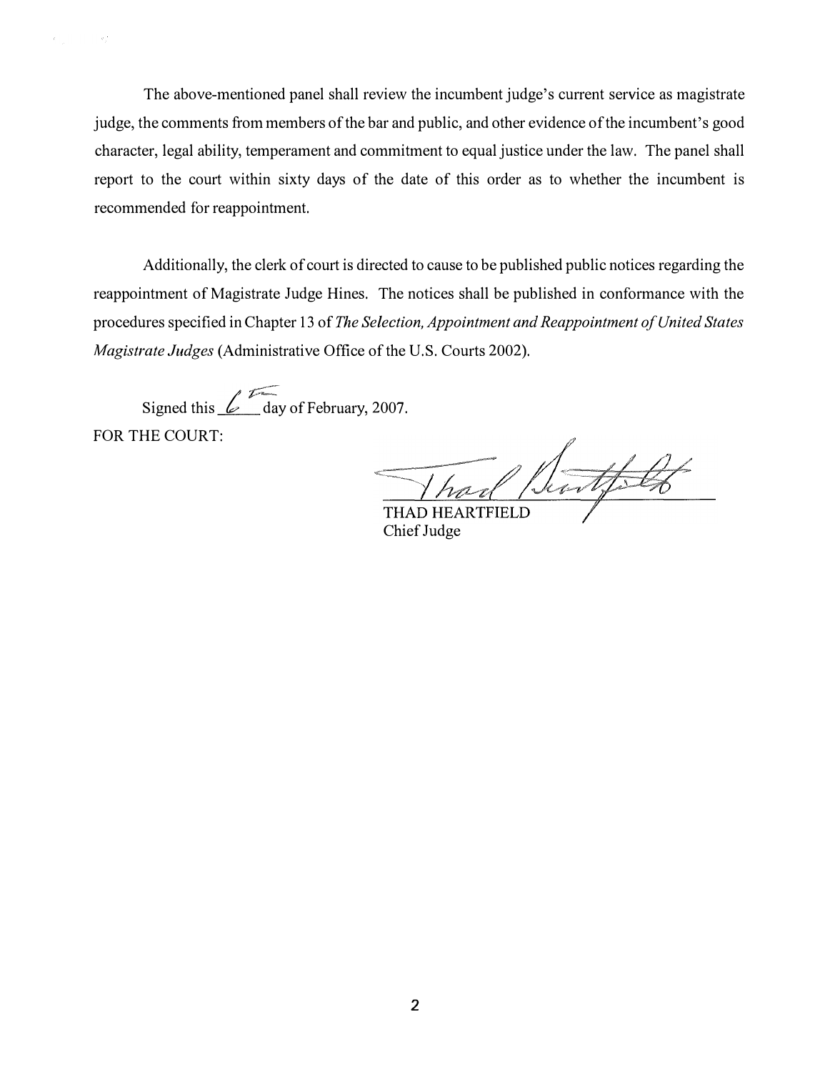The above-mentioned panel shall review the incumbent judge's current service as magistrate judge, the comments from members of the bar and public, and other evidence of the incumbent's good character, legal ability, temperament and commitment to equal justice under the law. The panel shall report to the court within sixty days of the date of this order as to whether the incumbent is recommended for reappointment.

Additionally, the clerk of court is directed to cause to be published public notices regarding the reappointment of Magistrate Judge Hines. The notices shall be published in conformance with the procedures specified in Chapter 13 of *The Selection, Appointment and Reappointment of United States Magistrate Judges* (Administrative Office of the U.S. Courts 2002).

Signed this 6th day of February, 2007.

FOR THE COURT:

THAD HEARTFIELD
Chief Judge